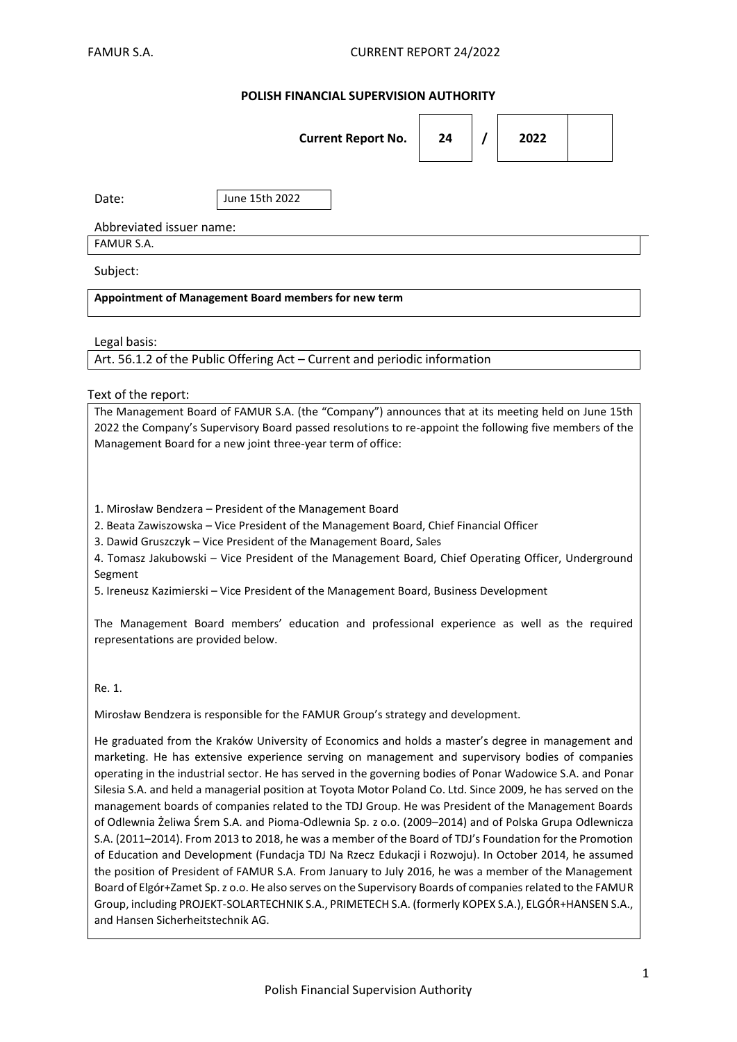**POLISH FINANCIAL SUPERVISION AUTHORITY**

**Current Report No. 24 / 2022**

Date: June 15th 2022

Abbreviated issuer name:
FAMUR S.A.

Subject:

**Appointment of Management Board members for new term**

Legal basis:
Art. 56.1.2 of the Public Offering Act – Current and periodic information

Text of the report:

The Management Board of FAMUR S.A. (the "Company") announces that at its meeting held on June 15th 2022 the Company's Supervisory Board passed resolutions to re-appoint the following five members of the Management Board for a new joint three-year term of office:

1. Mirosław Bendzera – President of the Management Board
2. Beata Zawiszowska – Vice President of the Management Board, Chief Financial Officer
3. Dawid Gruszczyk – Vice President of the Management Board, Sales
4. Tomasz Jakubowski – Vice President of the Management Board, Chief Operating Officer, Underground Segment
5. Ireneusz Kazimierski – Vice President of the Management Board, Business Development

The Management Board members' education and professional experience as well as the required representations are provided below.

Re. 1.

Mirosław Bendzera is responsible for the FAMUR Group's strategy and development.

He graduated from the Kraków University of Economics and holds a master's degree in management and marketing. He has extensive experience serving on management and supervisory bodies of companies operating in the industrial sector. He has served in the governing bodies of Ponar Wadowice S.A. and Ponar Silesia S.A. and held a managerial position at Toyota Motor Poland Co. Ltd. Since 2009, he has served on the management boards of companies related to the TDJ Group. He was President of the Management Boards of Odlewnia Żeliwa Śrem S.A. and Pioma-Odlewnia Sp. z o.o. (2009–2014) and of Polska Grupa Odlewnicza S.A. (2011–2014). From 2013 to 2018, he was a member of the Board of TDJ's Foundation for the Promotion of Education and Development (Fundacja TDJ Na Rzecz Edukacji i Rozwoju). In October 2014, he assumed the position of President of FAMUR S.A. From January to July 2016, he was a member of the Management Board of Elgór+Zamet Sp. z o.o. He also serves on the Supervisory Boards of companies related to the FAMUR Group, including PROJEKT-SOLARTECHNIK S.A., PRIMETECH S.A. (formerly KOPEX S.A.), ELGÓR+HANSEN S.A., and Hansen Sicherheitstechnik AG.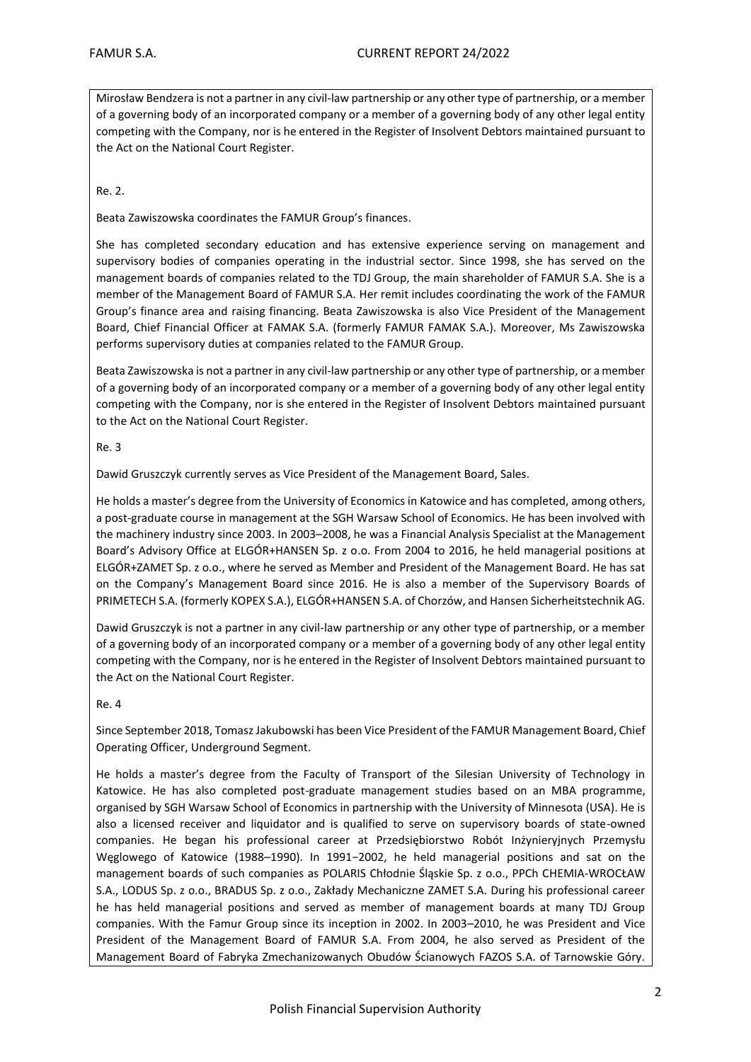Mirosław Bendzera is not a partner in any civil-law partnership or any other type of partnership, or a member of a governing body of an incorporated company or a member of a governing body of any other legal entity competing with the Company, nor is he entered in the Register of Insolvent Debtors maintained pursuant to the Act on the National Court Register.

Re. 2.

Beata Zawiszowska coordinates the FAMUR Group's finances.

She has completed secondary education and has extensive experience serving on management and supervisory bodies of companies operating in the industrial sector. Since 1998, she has served on the management boards of companies related to the TDJ Group, the main shareholder of FAMUR S.A. She is a member of the Management Board of FAMUR S.A. Her remit includes coordinating the work of the FAMUR Group's finance area and raising financing. Beata Zawiszowska is also Vice President of the Management Board, Chief Financial Officer at FAMAK S.A. (formerly FAMUR FAMAK S.A.). Moreover, Ms Zawiszowska performs supervisory duties at companies related to the FAMUR Group.

Beata Zawiszowska is not a partner in any civil-law partnership or any other type of partnership, or a member of a governing body of an incorporated company or a member of a governing body of any other legal entity competing with the Company, nor is she entered in the Register of Insolvent Debtors maintained pursuant to the Act on the National Court Register.

Re. 3

Dawid Gruszczyk currently serves as Vice President of the Management Board, Sales.

He holds a master's degree from the University of Economics in Katowice and has completed, among others, a post-graduate course in management at the SGH Warsaw School of Economics. He has been involved with the machinery industry since 2003. In 2003–2008, he was a Financial Analysis Specialist at the Management Board's Advisory Office at ELGÓR+HANSEN Sp. z o.o. From 2004 to 2016, he held managerial positions at ELGÓR+ZAMET Sp. z o.o., where he served as Member and President of the Management Board. He has sat on the Company's Management Board since 2016. He is also a member of the Supervisory Boards of PRIMETECH S.A. (formerly KOPEX S.A.), ELGÓR+HANSEN S.A. of Chorzów, and Hansen Sicherheitstechnik AG.

Dawid Gruszczyk is not a partner in any civil-law partnership or any other type of partnership, or a member of a governing body of an incorporated company or a member of a governing body of any other legal entity competing with the Company, nor is he entered in the Register of Insolvent Debtors maintained pursuant to the Act on the National Court Register.

Re. 4

Since September 2018, Tomasz Jakubowski has been Vice President of the FAMUR Management Board, Chief Operating Officer, Underground Segment.

He holds a master's degree from the Faculty of Transport of the Silesian University of Technology in Katowice. He has also completed post-graduate management studies based on an MBA programme, organised by SGH Warsaw School of Economics in partnership with the University of Minnesota (USA). He is also a licensed receiver and liquidator and is qualified to serve on supervisory boards of state-owned companies. He began his professional career at Przedsiębiorstwo Robót Inżynieryjnych Przemysłu Węglowego of Katowice (1988–1990). In 1991–2002, he held managerial positions and sat on the management boards of such companies as POLARIS Chłodnie Śląskie Sp. z o.o., PPCh CHEMIA-WROCŁAW S.A., LODUS Sp. z o.o., BRADUS Sp. z o.o., Zakłady Mechaniczne ZAMET S.A. During his professional career he has held managerial positions and served as member of management boards at many TDJ Group companies. With the Famur Group since its inception in 2002. In 2003–2010, he was President and Vice President of the Management Board of FAMUR S.A. From 2004, he also served as President of the Management Board of Fabryka Zmechanizowanych Obudów Ścianowych FAZOS S.A. of Tarnowskie Góry.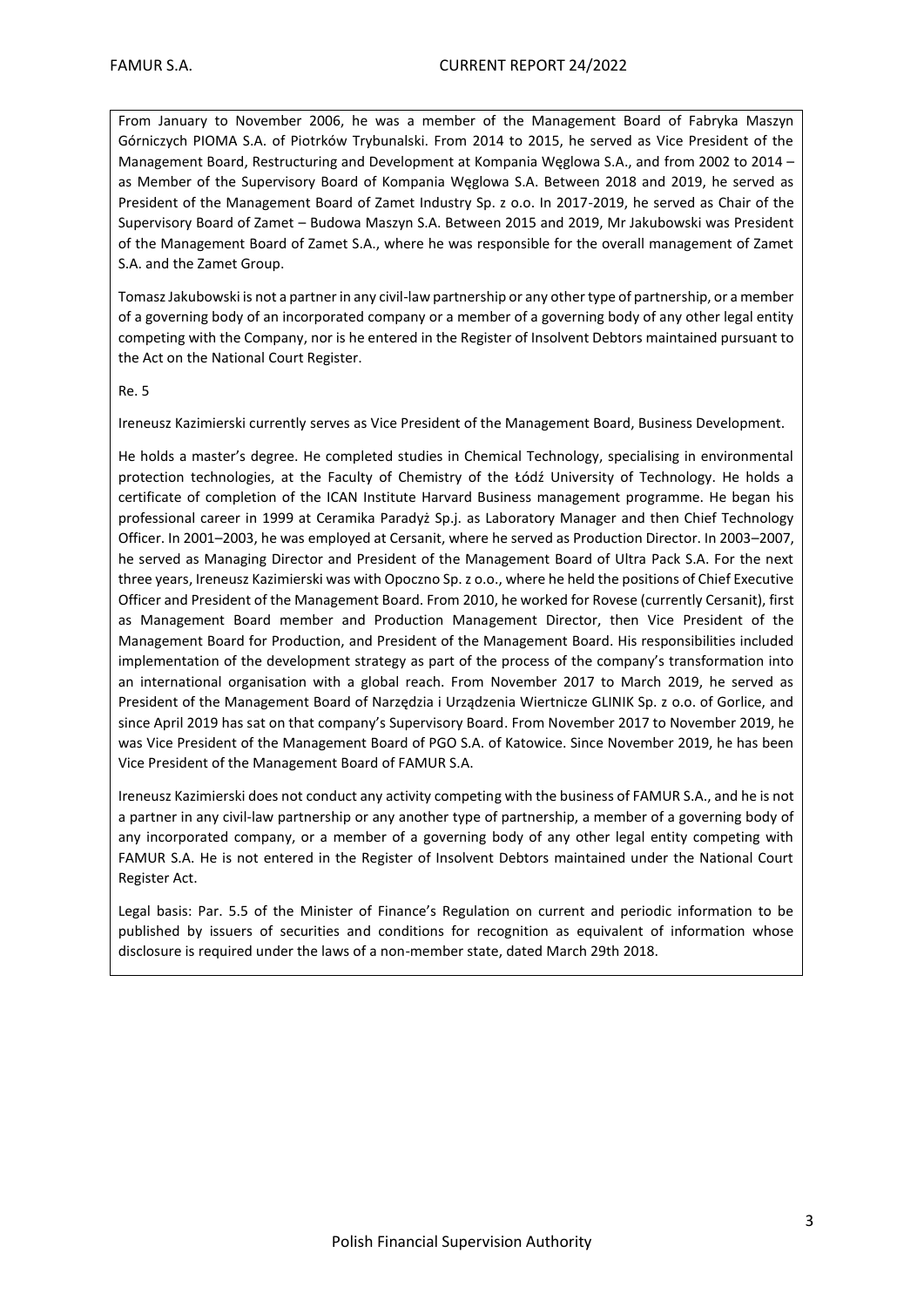From January to November 2006, he was a member of the Management Board of Fabryka Maszyn Górniczych PIOMA S.A. of Piotrków Trybunalski. From 2014 to 2015, he served as Vice President of the Management Board, Restructuring and Development at Kompania Węglowa S.A., and from 2002 to 2014 – as Member of the Supervisory Board of Kompania Węglowa S.A. Between 2018 and 2019, he served as President of the Management Board of Zamet Industry Sp. z o.o. In 2017-2019, he served as Chair of the Supervisory Board of Zamet – Budowa Maszyn S.A. Between 2015 and 2019, Mr Jakubowski was President of the Management Board of Zamet S.A., where he was responsible for the overall management of Zamet S.A. and the Zamet Group.

Tomasz Jakubowski is not a partner in any civil-law partnership or any other type of partnership, or a member of a governing body of an incorporated company or a member of a governing body of any other legal entity competing with the Company, nor is he entered in the Register of Insolvent Debtors maintained pursuant to the Act on the National Court Register.

Re. 5

Ireneusz Kazimierski currently serves as Vice President of the Management Board, Business Development.

He holds a master's degree. He completed studies in Chemical Technology, specialising in environmental protection technologies, at the Faculty of Chemistry of the Łódź University of Technology. He holds a certificate of completion of the ICAN Institute Harvard Business management programme. He began his professional career in 1999 at Ceramika Paradyż Sp.j. as Laboratory Manager and then Chief Technology Officer. In 2001–2003, he was employed at Cersanit, where he served as Production Director. In 2003–2007, he served as Managing Director and President of the Management Board of Ultra Pack S.A. For the next three years, Ireneusz Kazimierski was with Opoczno Sp. z o.o., where he held the positions of Chief Executive Officer and President of the Management Board. From 2010, he worked for Rovese (currently Cersanit), first as Management Board member and Production Management Director, then Vice President of the Management Board for Production, and President of the Management Board. His responsibilities included implementation of the development strategy as part of the process of the company's transformation into an international organisation with a global reach. From November 2017 to March 2019, he served as President of the Management Board of Narzędzia i Urządzenia Wiertnicze GLINIK Sp. z o.o. of Gorlice, and since April 2019 has sat on that company's Supervisory Board. From November 2017 to November 2019, he was Vice President of the Management Board of PGO S.A. of Katowice. Since November 2019, he has been Vice President of the Management Board of FAMUR S.A.

Ireneusz Kazimierski does not conduct any activity competing with the business of FAMUR S.A., and he is not a partner in any civil-law partnership or any another type of partnership, a member of a governing body of any incorporated company, or a member of a governing body of any other legal entity competing with FAMUR S.A. He is not entered in the Register of Insolvent Debtors maintained under the National Court Register Act.

Legal basis: Par. 5.5 of the Minister of Finance's Regulation on current and periodic information to be published by issuers of securities and conditions for recognition as equivalent of information whose disclosure is required under the laws of a non-member state, dated March 29th 2018.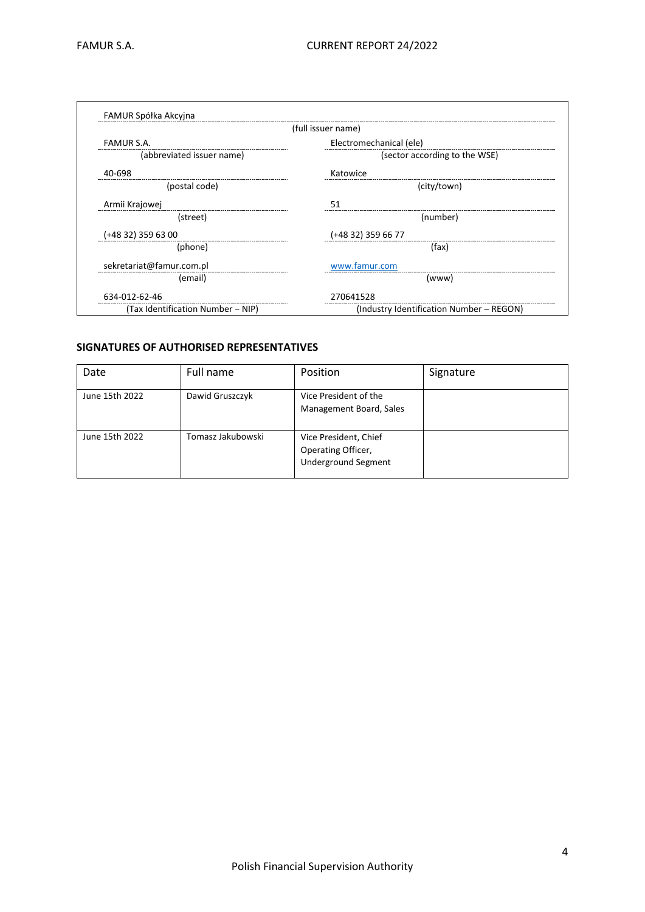| | |
|---|---|
| FAMUR Spółka Akcyjna | |
| (full issuer name) | |
| FAMUR S.A. | Electromechanical (ele) |
| (abbreviated issuer name) | (sector according to the WSE) |
| 40-698 | Katowice |
| (postal code) | (city/town) |
| Armii Krajowej | 51 |
| (street) | (number) |
| (+48 32) 359 63 00 | (+48 32) 359 66 77 |
| (phone) | (fax) |
| sekretariat@famur.com.pl | www.famur.com |
| (email) | (www) |
| 634-012-62-46 | 270641528 |
| (Tax Identification Number – NIP) | (Industry Identification Number – REGON) |

## SIGNATURES OF AUTHORISED REPRESENTATIVES

| Date | Full name | Position | Signature |
|---|---|---|---|
| June 15th 2022 | Dawid Gruszczyk | Vice President of the Management Board, Sales | |
| June 15th 2022 | Tomasz Jakubowski | Vice President, Chief Operating Officer, Underground Segment | |